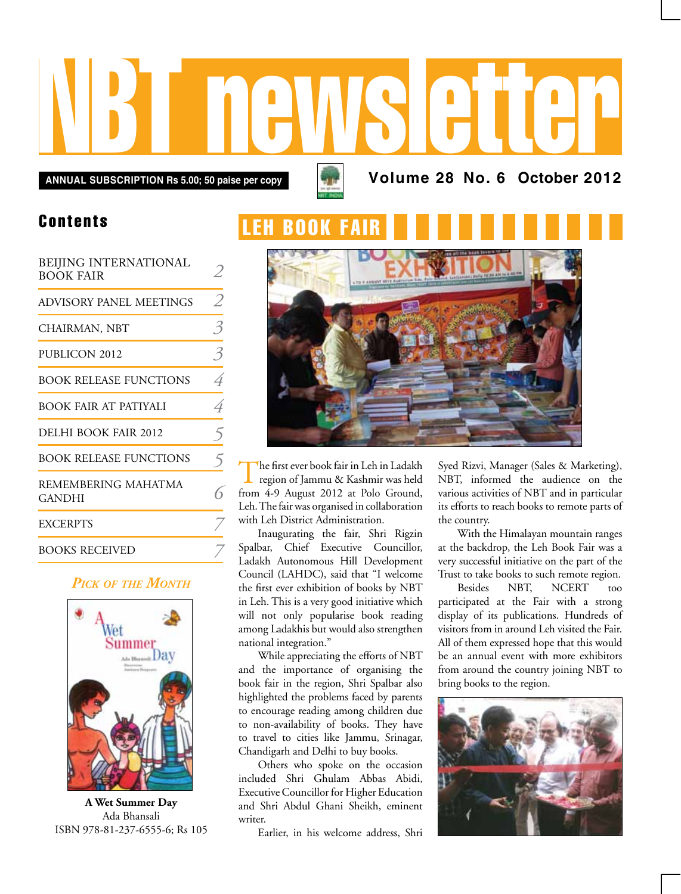# NBT newsletter

**ANNUAL SUBSCRIPTION Rs 5.00; 50 paise per copy**

**Volume 28 No. 6 October 2012**

## Contents

| | |
|---|---|
| BEIJING INTERNATIONAL BOOK FAIR | 2 |
| ADVISORY PANEL MEETINGS | 2 |
| CHAIRMAN, NBT | 3 |
| PUBLICON 2012 | 3 |
| BOOK RELEASE FUNCTIONS | 4 |
| BOOK FAIR AT PATIYALI | 4 |
| DELHI BOOK FAIR 2012 | 5 |
| BOOK RELEASE FUNCTIONS | 5 |
| REMEMBERING MAHATMA GANDHI | 6 |
| EXCERPTS | 7 |
| BOOKS RECEIVED | 7 |

### *Pick of the Month*

**A Wet Summer Day**
Ada Bhansali
ISBN 978-81-237-6555-6; Rs 105

## LEH BOOK FAIR

The first ever book fair in Leh in Ladakh region of Jammu & Kashmir was held from 4-9 August 2012 at Polo Ground, Leh. The fair was organised in collaboration with Leh District Administration.

Inaugurating the fair, Shri Rigzin Spalbar, Chief Executive Councillor, Ladakh Autonomous Hill Development Council (LAHDC), said that "I welcome the first ever exhibition of books by NBT in Leh. This is a very good initiative which will not only popularise book reading among Ladakhis but would also strengthen national integration."

While appreciating the efforts of NBT and the importance of organising the book fair in the region, Shri Spalbar also highlighted the problems faced by parents to encourage reading among children due to non-availability of books. They have to travel to cities like Jammu, Srinagar, Chandigarh and Delhi to buy books.

Others who spoke on the occasion included Shri Ghulam Abbas Abidi, Executive Councillor for Higher Education and Shri Abdul Ghani Sheikh, eminent writer.

Earlier, in his welcome address, Shri Syed Rizvi, Manager (Sales & Marketing), NBT, informed the audience on the various activities of NBT and in particular its efforts to reach books to remote parts of the country.

With the Himalayan mountain ranges at the backdrop, the Leh Book Fair was a very successful initiative on the part of the Trust to take books to such remote region.

Besides NBT, NCERT too participated at the Fair with a strong display of its publications. Hundreds of visitors from in around Leh visited the Fair. All of them expressed hope that this would be an annual event with more exhibitors from around the country joining NBT to bring books to the region.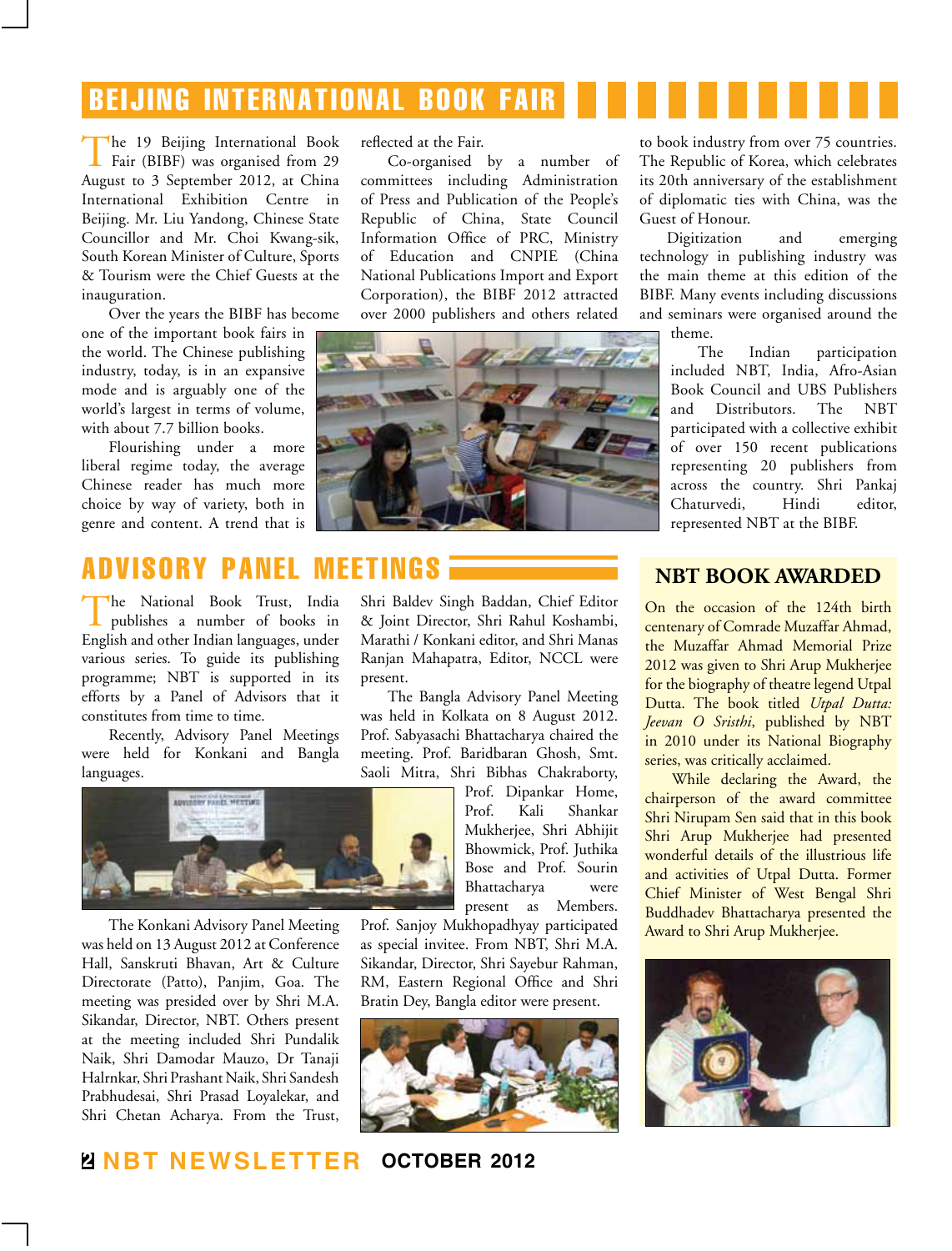# BEIJING INTERNATIONAL BOOK FAIR

The 19 Beijing International Book Fair (BIBF) was organised from 29 August to 3 September 2012, at China International Exhibition Centre in Beijing. Mr. Liu Yandong, Chinese State Councillor and Mr. Choi Kwang-sik, South Korean Minister of Culture, Sports & Tourism were the Chief Guests at the inauguration.

Over the years the BIBF has become one of the important book fairs in the world. The Chinese publishing industry, today, is in an expansive mode and is arguably one of the world's largest in terms of volume, with about 7.7 billion books.

Flourishing under a more liberal regime today, the average Chinese reader has much more choice by way of variety, both in genre and content. A trend that is reflected at the Fair.

Co-organised by a number of committees including Administration of Press and Publication of the People's Republic of China, State Council Information Office of PRC, Ministry of Education and CNPIE (China National Publications Import and Export Corporation), the BIBF 2012 attracted over 2000 publishers and others related to book industry from over 75 countries. The Republic of Korea, which celebrates its 20th anniversary of the establishment of diplomatic ties with China, was the Guest of Honour.

Digitization and emerging technology in publishing industry was the main theme at this edition of the BIBF. Many events including discussions and seminars were organised around the theme.

The Indian participation included NBT, India, Afro-Asian Book Council and UBS Publishers and Distributors. The NBT participated with a collective exhibit of over 150 recent publications representing 20 publishers from across the country. Shri Pankaj Chaturvedi, Hindi editor, represented NBT at the BIBF.

# ADVISORY PANEL MEETINGS

The National Book Trust, India publishes a number of books in English and other Indian languages, under various series. To guide its publishing programme; NBT is supported in its efforts by a Panel of Advisors that it constitutes from time to time.

Recently, Advisory Panel Meetings were held for Konkani and Bangla languages.

The Konkani Advisory Panel Meeting was held on 13 August 2012 at Conference Hall, Sanskruti Bhavan, Art & Culture Directorate (Patto), Panjim, Goa. The meeting was presided over by Shri M.A. Sikandar, Director, NBT. Others present at the meeting included Shri Pundalik Naik, Shri Damodar Mauzo, Dr Tanaji Halrnkar, Shri Prashant Naik, Shri Sandesh Prabhudesai, Shri Prasad Loyalekar, and Shri Chetan Acharya. From the Trust, Shri Baldev Singh Baddan, Chief Editor & Joint Director, Shri Rahul Koshambi, Marathi / Konkani editor, and Shri Manas Ranjan Mahapatra, Editor, NCCL were present.

The Bangla Advisory Panel Meeting was held in Kolkata on 8 August 2012. Prof. Sabyasachi Bhattacharya chaired the meeting. Prof. Baridbaran Ghosh, Smt. Saoli Mitra, Shri Bibhas Chakraborty, Prof. Dipankar Home, Prof. Kali Shankar Mukherjee, Shri Abhijit Bhowmick, Prof. Juthika Bose and Prof. Sourin Bhattacharya were present as Members. Prof. Sanjoy Mukhopadhyay participated as special invitee. From NBT, Shri M.A. Sikandar, Director, Shri Sayebur Rahman, RM, Eastern Regional Office and Shri Bratin Dey, Bangla editor were present.

## NBT BOOK AWARDED

On the occasion of the 124th birth centenary of Comrade Muzaffar Ahmad, the Muzaffar Ahmad Memorial Prize 2012 was given to Shri Arup Mukherjee for the biography of theatre legend Utpal Dutta. The book titled *Utpal Dutta: Jeevan O Sristhi*, published by NBT in 2010 under its National Biography series, was critically acclaimed.

While declaring the Award, the chairperson of the award committee Shri Nirupam Sen said that in this book Shri Arup Mukherjee had presented wonderful details of the illustrious life and activities of Utpal Dutta. Former Chief Minister of West Bengal Shri Buddhadev Bhattacharya presented the Award to Shri Arup Mukherjee.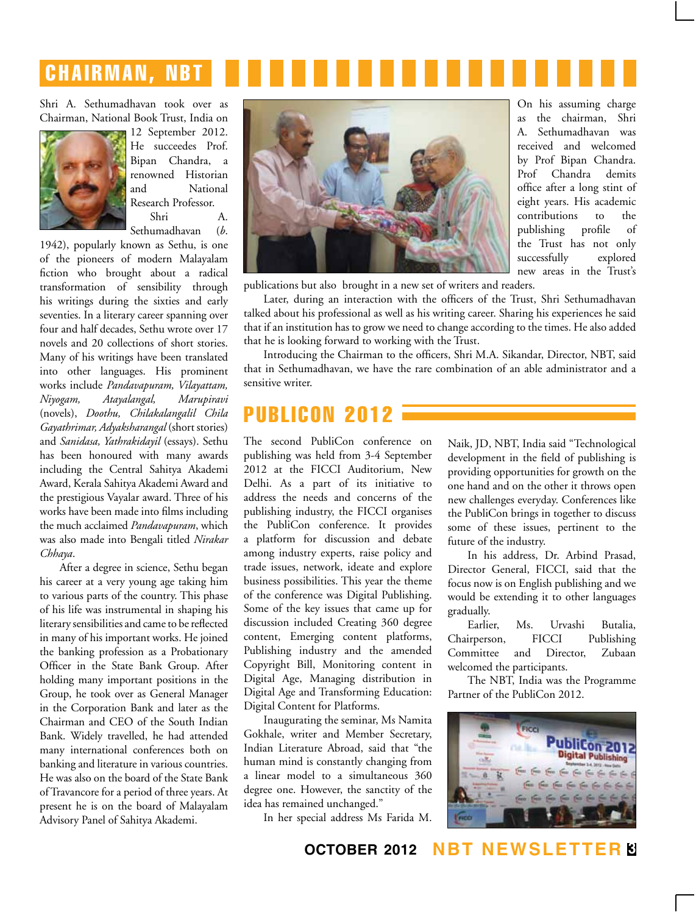## CHAIRMAN, NBT

Shri A. Sethumadhavan took over as Chairman, National Book Trust, India on 12 September 2012. He succeedes Prof. Bipan Chandra, a renowned Historian and National Research Professor.

Shri A. Sethumadhavan (*b.* 1942), popularly known as Sethu, is one of the pioneers of modern Malayalam fiction who brought about a radical transformation of sensibility through his writings during the sixties and early seventies. In a literary career spanning over four and half decades, Sethu wrote over 17 novels and 20 collections of short stories. Many of his writings have been translated into other languages. His prominent works include *Pandavapuram, Vilayattam, Niyogam, Atayalangal, Marupiravi* (novels), *Doothu, Chilakalangalil Chila Gayathrimar, Adyaksharangal* (short stories) and *Sanidasa, Yathrakidayil* (essays). Sethu has been honoured with many awards including the Central Sahitya Akademi Award, Kerala Sahitya Akademi Award and the prestigious Vayalar award. Three of his works have been made into films including the much acclaimed *Pandavapuram*, which was also made into Bengali titled *Nirakar Chhaya*.

After a degree in science, Sethu began his career at a very young age taking him to various parts of the country. This phase of his life was instrumental in shaping his literary sensibilities and came to be reflected in many of his important works. He joined the banking profession as a Probationary Officer in the State Bank Group. After holding many important positions in the Group, he took over as General Manager in the Corporation Bank and later as the Chairman and CEO of the South Indian Bank. Widely travelled, he had attended many international conferences both on banking and literature in various countries. He was also on the board of the State Bank of Travancore for a period of three years. At present he is on the board of Malayalam Advisory Panel of Sahitya Akademi.

On his assuming charge as the chairman, Shri A. Sethumadhavan was received and welcomed by Prof Bipan Chandra. Prof Chandra demits office after a long stint of eight years. His academic contributions to the publishing profile of the Trust has not only successfully explored new areas in the Trust's publications but also brought in a new set of writers and readers.

Later, during an interaction with the officers of the Trust, Shri Sethumadhavan talked about his professional as well as his writing career. Sharing his experiences he said that if an institution has to grow we need to change according to the times. He also added that he is looking forward to working with the Trust.

Introducing the Chairman to the officers, Shri M.A. Sikandar, Director, NBT, said that in Sethumadhavan, we have the rare combination of an able administrator and a sensitive writer.

## PUBLICON 2012

The second PubliCon conference on publishing was held from 3-4 September 2012 at the FICCI Auditorium, New Delhi. As a part of its initiative to address the needs and concerns of the publishing industry, the FICCI organises the PubliCon conference. It provides a platform for discussion and debate among industry experts, raise policy and trade issues, network, ideate and explore business possibilities. This year the theme of the conference was Digital Publishing. Some of the key issues that came up for discussion included Creating 360 degree content, Emerging content platforms, Publishing industry and the amended Copyright Bill, Monitoring content in Digital Age, Managing distribution in Digital Age and Transforming Education: Digital Content for Platforms.

Inaugurating the seminar, Ms Namita Gokhale, writer and Member Secretary, Indian Literature Abroad, said that "the human mind is constantly changing from a linear model to a simultaneous 360 degree one. However, the sanctity of the idea has remained unchanged."

In her special address Ms Farida M. Naik, JD, NBT, India said "Technological development in the field of publishing is providing opportunities for growth on the one hand and on the other it throws open new challenges everyday. Conferences like the PubliCon brings in together to discuss some of these issues, pertinent to the future of the industry.

In his address, Dr. Arbind Prasad, Director General, FICCI, said that the focus now is on English publishing and we would be extending it to other languages gradually.

Earlier, Ms. Urvashi Butalia, Chairperson, FICCI Publishing Committee and Director, Zubaan welcomed the participants.

The NBT, India was the Programme Partner of the PubliCon 2012.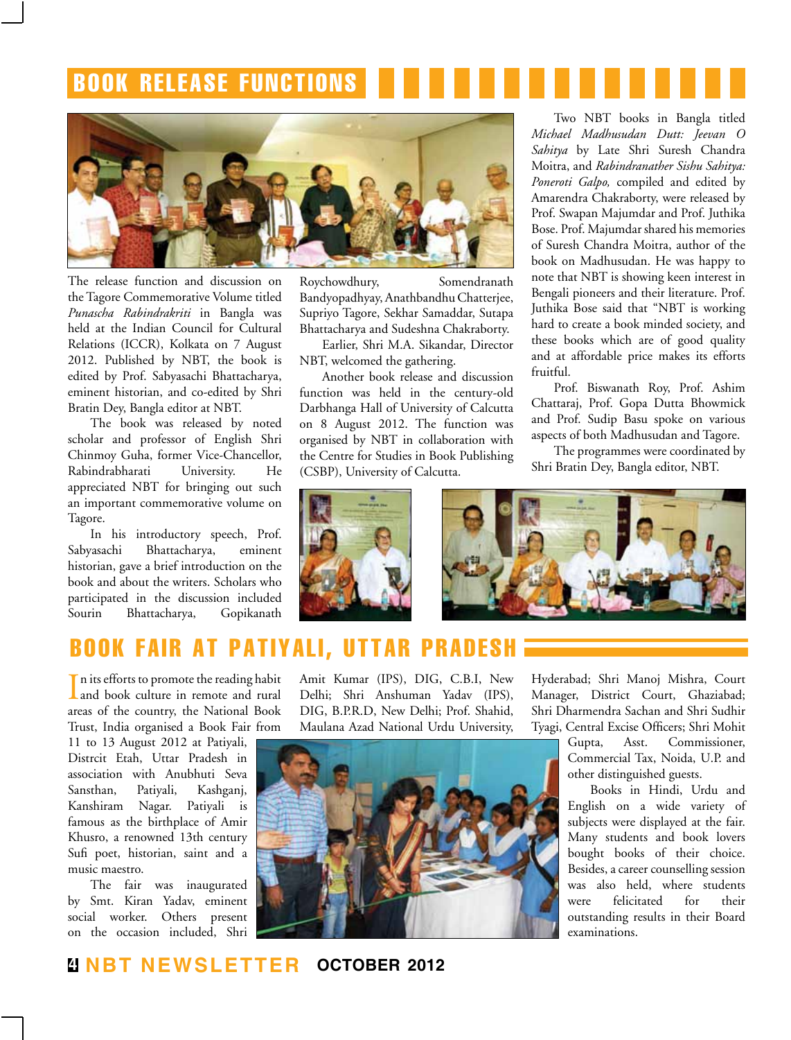# BOOK RELEASE FUNCTIONS

The release function and discussion on the Tagore Commemorative Volume titled *Punascha Rabindrakriti* in Bangla was held at the Indian Council for Cultural Relations (ICCR), Kolkata on 7 August 2012. Published by NBT, the book is edited by Prof. Sabyasachi Bhattacharya, eminent historian, and co-edited by Shri Bratin Dey, Bangla editor at NBT.

The book was released by noted scholar and professor of English Shri Chinmoy Guha, former Vice-Chancellor, Rabindrabharati University. He appreciated NBT for bringing out such an important commemorative volume on Tagore.

In his introductory speech, Prof. Sabyasachi Bhattacharya, eminent historian, gave a brief introduction on the book and about the writers. Scholars who participated in the discussion included Sourin Bhattacharya, Gopikanath Roychowdhury, Somendranath Bandyopadhyay, Anathbandhu Chatterjee, Supriyo Tagore, Sekhar Samaddar, Sutapa Bhattacharya and Sudeshna Chakraborty.

Earlier, Shri M.A. Sikandar, Director NBT, welcomed the gathering.

Another book release and discussion function was held in the century-old Darbhanga Hall of University of Calcutta on 8 August 2012. The function was organised by NBT in collaboration with the Centre for Studies in Book Publishing (CSBP), University of Calcutta.

Two NBT books in Bangla titled *Michael Madhusudan Dutt: Jeevan O Sahitya* by Late Shri Suresh Chandra Moitra, and *Rabindranather Sishu Sahitya: Poneroti Galpo,* compiled and edited by Amarendra Chakraborty, were released by Prof. Swapan Majumdar and Prof. Juthika Bose. Prof. Majumdar shared his memories of Suresh Chandra Moitra, author of the book on Madhusudan. He was happy to note that NBT is showing keen interest in Bengali pioneers and their literature. Prof. Juthika Bose said that "NBT is working hard to create a book minded society, and these books which are of good quality and at affordable price makes its efforts fruitful.

Prof. Biswanath Roy, Prof. Ashim Chattaraj, Prof. Gopa Dutta Bhowmick and Prof. Sudip Basu spoke on various aspects of both Madhusudan and Tagore.

The programmes were coordinated by Shri Bratin Dey, Bangla editor, NBT.

# BOOK FAIR AT PATIYALI, UTTAR PRADESH

In its efforts to promote the reading habit and book culture in remote and rural areas of the country, the National Book Trust, India organised a Book Fair from 11 to 13 August 2012 at Patiyali, Distrcit Etah, Uttar Pradesh in association with Anubhuti Seva Sansthan, Patiyali, Kashganj, Kanshiram Nagar. Patiyali is famous as the birthplace of Amir Khusro, a renowned 13th century Sufi poet, historian, saint and a music maestro.

The fair was inaugurated by Smt. Kiran Yadav, eminent social worker. Others present on the occasion included, Shri Amit Kumar (IPS), DIG, C.B.I, New Delhi; Shri Anshuman Yadav (IPS), DIG, B.P.R.D, New Delhi; Prof. Shahid, Maulana Azad National Urdu University, Hyderabad; Shri Manoj Mishra, Court Manager, District Court, Ghaziabad; Shri Dharmendra Sachan and Shri Sudhir Tyagi, Central Excise Officers; Shri Mohit Gupta, Asst. Commissioner, Commercial Tax, Noida, U.P. and other distinguished guests.

Books in Hindi, Urdu and English on a wide variety of subjects were displayed at the fair. Many students and book lovers bought books of their choice. Besides, a career counselling session was also held, where students were felicitated for their outstanding results in their Board examinations.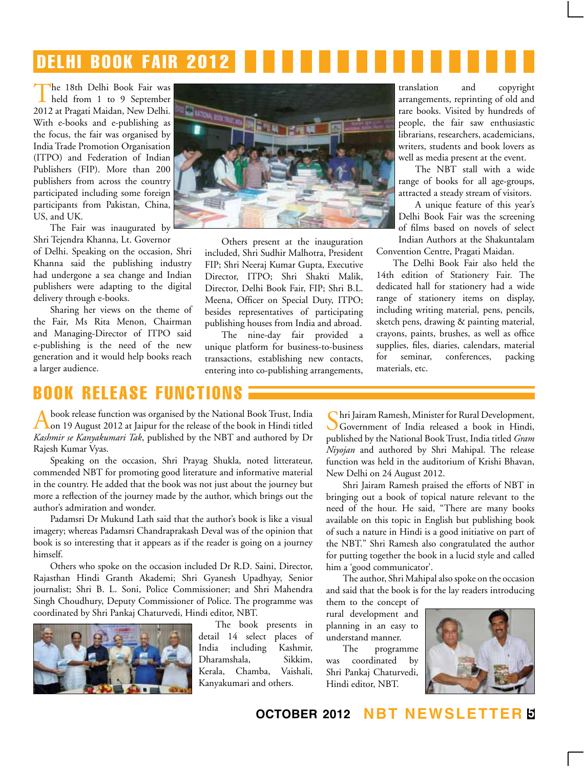# DELHI BOOK FAIR 2012

The 18th Delhi Book Fair was held from 1 to 9 September 2012 at Pragati Maidan, New Delhi. With e-books and e-publishing as the focus, the fair was organised by India Trade Promotion Organisation (ITPO) and Federation of Indian Publishers (FIP). More than 200 publishers from across the country participated including some foreign participants from Pakistan, China, US, and UK.

The Fair was inaugurated by Shri Tejendra Khanna, Lt. Governor of Delhi. Speaking on the occasion, Shri Khanna said the publishing industry had undergone a sea change and Indian publishers were adapting to the digital delivery through e-books.

Sharing her views on the theme of the Fair, Ms Rita Menon, Chairman and Managing-Director of ITPO said e-publishing is the need of the new generation and it would help books reach a larger audience.

Others present at the inauguration included, Shri Sudhir Malhotra, President FIP; Shri Neeraj Kumar Gupta, Executive Director, ITPO; Shri Shakti Malik, Director, Delhi Book Fair, FIP; Shri B.L. Meena, Officer on Special Duty, ITPO; besides representatives of participating publishing houses from India and abroad.

The nine-day fair provided a unique platform for business-to-business transactions, establishing new contacts, entering into co-publishing arrangements, translation and copyright arrangements, reprinting of old and rare books. Visited by hundreds of people, the fair saw enthusiastic librarians, researchers, academicians, writers, students and book lovers as well as media present at the event.

The NBT stall with a wide range of books for all age-groups, attracted a steady stream of visitors.

A unique feature of this year's Delhi Book Fair was the screening of films based on novels of select Indian Authors at the Shakuntalam Convention Centre, Pragati Maidan.

The Delhi Book Fair also held the 14th edition of Stationery Fair. The dedicated hall for stationery had a wide range of stationery items on display, including writing material, pens, pencils, sketch pens, drawing & painting material, crayons, paints, brushes, as well as office supplies, files, diaries, calendars, material for seminar, conferences, packing materials, etc.

# BOOK RELEASE FUNCTIONS

A book release function was organised by the National Book Trust, India on 19 August 2012 at Jaipur for the release of the book in Hindi titled *Kashmir se Kanyakumari Tak*, published by the NBT and authored by Dr Rajesh Kumar Vyas.

Speaking on the occasion, Shri Prayag Shukla, noted litterateur, commended NBT for promoting good literature and informative material in the country. He added that the book was not just about the journey but more a reflection of the journey made by the author, which brings out the author's admiration and wonder.

Padamsri Dr Mukund Lath said that the author's book is like a visual imagery; whereas Padamsri Chandraprakash Deval was of the opinion that book is so interesting that it appears as if the reader is going on a journey himself.

Others who spoke on the occasion included Dr R.D. Saini, Director, Rajasthan Hindi Granth Akademi; Shri Gyanesh Upadhyay, Senior journalist; Shri B. L. Soni, Police Commissioner; and Shri Mahendra Singh Choudhury, Deputy Commissioner of Police. The programme was coordinated by Shri Pankaj Chaturvedi, Hindi editor, NBT.

The book presents in detail 14 select places of India including Kashmir, Dharamshala, Sikkim, Kerala, Chamba, Vaishali, Kanyakumari and others.

Shri Jairam Ramesh, Minister for Rural Development, Government of India released a book in Hindi, published by the National Book Trust, India titled *Gram Niyojan* and authored by Shri Mahipal. The release function was held in the auditorium of Krishi Bhavan, New Delhi on 24 August 2012.

Shri Jairam Ramesh praised the efforts of NBT in bringing out a book of topical nature relevant to the need of the hour. He said, "There are many books available on this topic in English but publishing book of such a nature in Hindi is a good initiative on part of the NBT." Shri Ramesh also congratulated the author for putting together the book in a lucid style and called him a 'good communicator'.

The author, Shri Mahipal also spoke on the occasion and said that the book is for the lay readers introducing them to the concept of rural development and planning in an easy to understand manner.

The programme was coordinated by Shri Pankaj Chaturvedi, Hindi editor, NBT.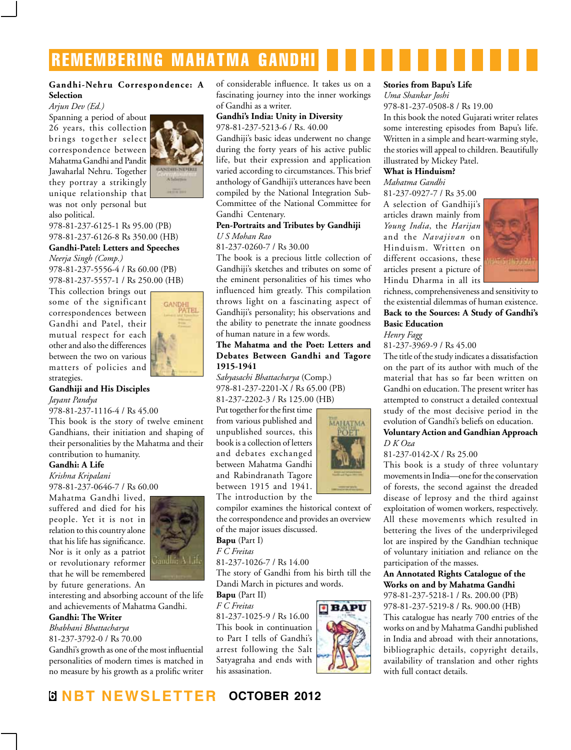# REMEMBERING MAHATMA GANDHI

**Gandhi-Nehru Correspondence: A Selection**
*Arjun Dev (Ed.)*

Spanning a period of about 26 years, this collection brings together select correspondence between Mahatma Gandhi and Pandit Jawaharlal Nehru. Together they portray a strikingly unique relationship that was not only personal but also political.

978-81-237-6125-1 Rs 95.00 (PB)
978-81-237-6126-8 Rs 350.00 (HB)

**Gandhi-Patel: Letters and Speeches**
*Neerja Singh (Comp.)*
978-81-237-5556-4 / Rs 60.00 (PB)
978-81-237-5557-1 / Rs 250.00 (HB)

This collection brings out some of the significant correspondences between Gandhi and Patel, their mutual respect for each other and also the differences between the two on various matters of policies and strategies.

**Gandhiji and His Disciples**
*Jayant Pandya*
978-81-237-1116-4 / Rs 45.00

This book is the story of twelve eminent Gandhians, their initiation and shaping of their personalities by the Mahatma and their contribution to humanity.

**Gandhi: A Life**
*Krishna Kripalani*
978-81-237-0646-7 / Rs 60.00

Mahatma Gandhi lived, suffered and died for his people. Yet it is not in relation to this country alone that his life has significance. Nor is it only as a patriot or revolutionary reformer that he will be remembered by future generations. An interesting and absorbing account of the life and achievements of Mahatma Gandhi.

**Gandhi: The Writer**
*Bhabhani Bhattacharya*
81-237-3792-0 / Rs 70.00

Gandhi's growth as one of the most influential personalities of modern times is matched in no measure by his growth as a prolific writer of considerable influence. It takes us on a fascinating journey into the inner workings of Gandhi as a writer.

**Gandhi's India: Unity in Diversity**
978-81-237-5213-6 / Rs. 40.00

Gandhiji's basic ideas underwent no change during the forty years of his active public life, but their expression and application varied according to circumstances. This brief anthology of Gandhiji's utterances have been compiled by the National Integration Sub-Committee of the National Committee for Gandhi Centenary.

**Pen-Portraits and Tributes by Gandhiji**
*U S Mohan Rao*
81-237-0260-7 / Rs 30.00

The book is a precious little collection of Gandhiji's sketches and tributes on some of the eminent personalities of his times who influenced him greatly. This compilation throws light on a fascinating aspect of Gandhiji's personality; his observations and the ability to penetrate the innate goodness of human nature in a few words.

**The Mahatma and the Poet: Letters and Debates Between Gandhi and Tagore 1915-1941**
*Sabyasachi Bhattacharya* (Comp.)
978-81-237-2201-X / Rs 65.00 (PB)
81-237-2202-3 / Rs 125.00 (HB)

Put together for the first time from various published and unpublished sources, this book is a collection of letters and debates exchanged between Mahatma Gandhi and Rabindranath Tagore between 1915 and 1941. The introduction by the compiler examines the historical context of the correspondence and provides an overview of the major issues discussed.

**Bapu** (Part I)
*F C Freitas*
81-237-1026-7 / Rs 14.00

The story of Gandhi from his birth till the Dandi March in pictures and words.

**Bapu** (Part II)
*F C Freitas*
81-237-1025-9 / Rs 16.00

This book in continuation to Part I tells of Gandhi's arrest following the Salt Satyagraha and ends with his assasination.

**Stories from Bapu's Life**
*Uma Shankar Joshi*
978-81-237-0508-8 / Rs 19.00

In this book the noted Gujarati writer relates some interesting episodes from Bapu's life. Written in a simple and heart-warming style, the stories will appeal to children. Beautifully illustrated by Mickey Patel.

**What is Hinduism?**
*Mahatma Gandhi*
81-237-0927-7 / Rs 35.00

A selection of Gandhiji's articles drawn mainly from *Young India*, the *Harijan* and the *Navajivan* on Hinduism. Written on different occasions, these articles present a picture of Hindu Dharma in all its richness, comprehensiveness and sensitivity to the existential dilemmas of human existence.

**Back to the Sources: A Study of Gandhi's Basic Education**
*Henry Fagg*
81-237-3969-9 / Rs 45.00

The title of the study indicates a dissatisfaction on the part of its author with much of the material that has so far been written on Gandhi on education. The present writer has attempted to construct a detailed contextual study of the most decisive period in the evolution of Gandhi's beliefs on education.

**Voluntary Action and Gandhian Approach**
*D K Oza*
81-237-0142-X / Rs 25.00

This book is a study of three voluntary movements in India—one for the conservation of forests, the second against the dreaded disease of leprosy and the third against exploitation of women workers, respectively. All these movements which resulted in bettering the lives of the underprivileged lot are inspired by the Gandhian technique of voluntary initiation and reliance on the participation of the masses.

**An Annotated Rights Catalogue of the Works on and by Mahatma Gandhi**
978-81-237-5218-1 / Rs. 200.00 (PB)
978-81-237-5219-8 / Rs. 900.00 (HB)

This catalogue has nearly 700 entries of the works on and by Mahatma Gandhi published in India and abroad with their annotations, bibliographic details, copyright details, availability of translation and other rights with full contact details.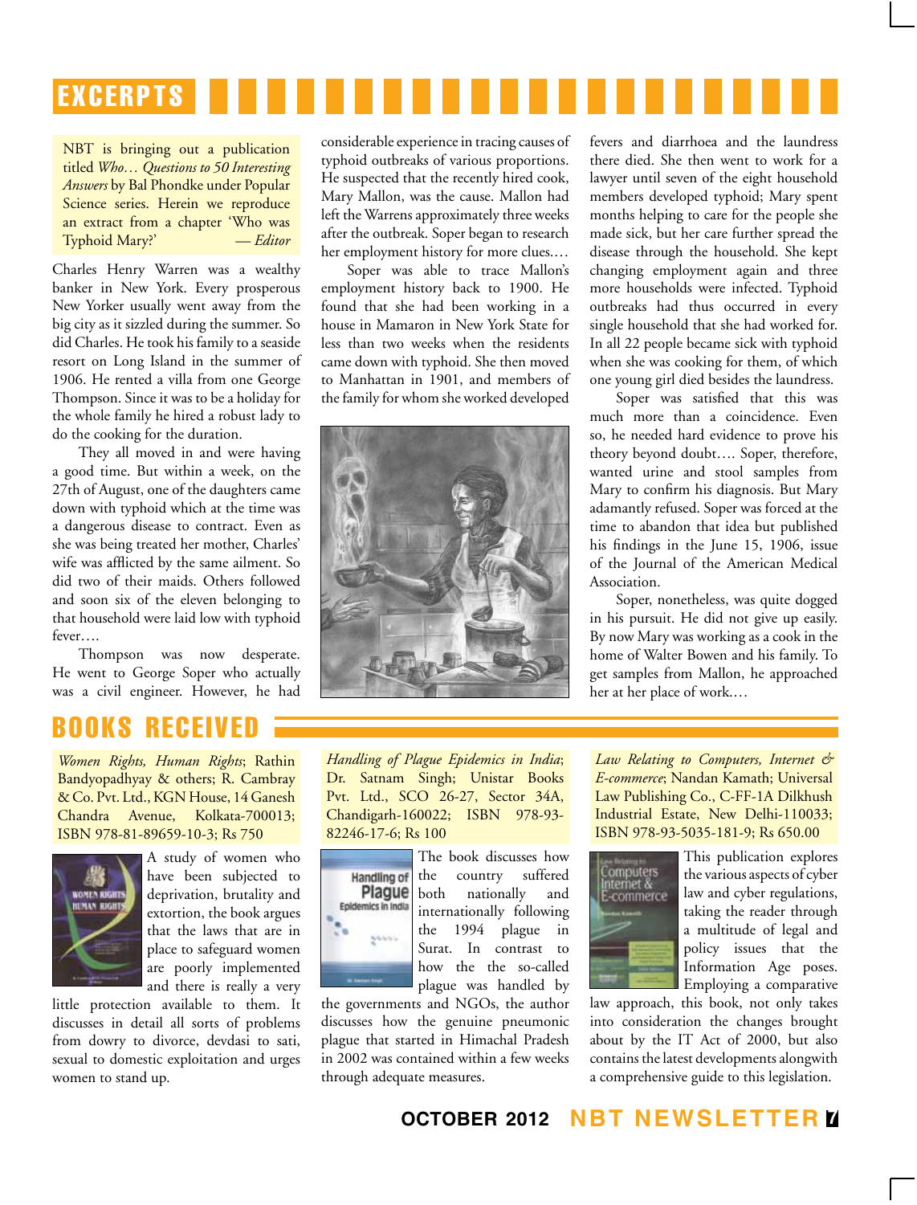# EXCERPTS

NBT is bringing out a publication titled *Who… Questions to 50 Interesting Answers* by Bal Phondke under Popular Science series. Herein we reproduce an extract from a chapter 'Who was Typhoid Mary?' — *Editor*

Charles Henry Warren was a wealthy banker in New York. Every prosperous New Yorker usually went away from the big city as it sizzled during the summer. So did Charles. He took his family to a seaside resort on Long Island in the summer of 1906. He rented a villa from one George Thompson. Since it was to be a holiday for the whole family he hired a robust lady to do the cooking for the duration.

They all moved in and were having a good time. But within a week, on the 27th of August, one of the daughters came down with typhoid which at the time was a dangerous disease to contract. Even as she was being treated her mother, Charles' wife was afflicted by the same ailment. So did two of their maids. Others followed and soon six of the eleven belonging to that household were laid low with typhoid fever….

Thompson was now desperate. He went to George Soper who actually was a civil engineer. However, he had considerable experience in tracing causes of typhoid outbreaks of various proportions. He suspected that the recently hired cook, Mary Mallon, was the cause. Mallon had left the Warrens approximately three weeks after the outbreak. Soper began to research her employment history for more clues.…

Soper was able to trace Mallon's employment history back to 1900. He found that she had been working in a house in Mamaron in New York State for less than two weeks when the residents came down with typhoid. She then moved to Manhattan in 1901, and members of the family for whom she worked developed fevers and diarrhoea and the laundress there died. She then went to work for a lawyer until seven of the eight household members developed typhoid; Mary spent months helping to care for the people she made sick, but her care further spread the disease through the household. She kept changing employment again and three more households were infected. Typhoid outbreaks had thus occurred in every single household that she had worked for. In all 22 people became sick with typhoid when she was cooking for them, of which one young girl died besides the laundress.

Soper was satisfied that this was much more than a coincidence. Even so, he needed hard evidence to prove his theory beyond doubt…. Soper, therefore, wanted urine and stool samples from Mary to confirm his diagnosis. But Mary adamantly refused. Soper was forced at the time to abandon that idea but published his findings in the June 15, 1906, issue of the Journal of the American Medical Association.

Soper, nonetheless, was quite dogged in his pursuit. He did not give up easily. By now Mary was working as a cook in the home of Walter Bowen and his family. To get samples from Mallon, he approached her at her place of work.…

# BOOKS RECEIVED

*Women Rights, Human Rights*; Rathin Bandyopadhyay & others; R. Cambray & Co. Pvt. Ltd., KGN House, 14 Ganesh Chandra Avenue, Kolkata-700013; ISBN 978-81-89659-10-3; Rs 750

A study of women who have been subjected to deprivation, brutality and extortion, the book argues that the laws that are in place to safeguard women are poorly implemented and there is really a very little protection available to them. It discusses in detail all sorts of problems from dowry to divorce, devdasi to sati, sexual to domestic exploitation and urges women to stand up.

*Handling of Plague Epidemics in India*; Dr. Satnam Singh; Unistar Books Pvt. Ltd., SCO 26-27, Sector 34A, Chandigarh-160022; ISBN 978-93-82246-17-6; Rs 100

The book discusses how the country suffered both nationally and internationally following the 1994 plague in Surat. In contrast to how the the so-called plague was handled by the governments and NGOs, the author discusses how the genuine pneumonic plague that started in Himachal Pradesh in 2002 was contained within a few weeks through adequate measures.

*Law Relating to Computers, Internet & E-commerce*; Nandan Kamath; Universal Law Publishing Co., C-FF-1A Dilkhush Industrial Estate, New Delhi-110033; ISBN 978-93-5035-181-9; Rs 650.00

This publication explores the various aspects of cyber law and cyber regulations, taking the reader through a multitude of legal and policy issues that the Information Age poses. Employing a comparative law approach, this book, not only takes into consideration the changes brought about by the IT Act of 2000, but also contains the latest developments alongwith a comprehensive guide to this legislation.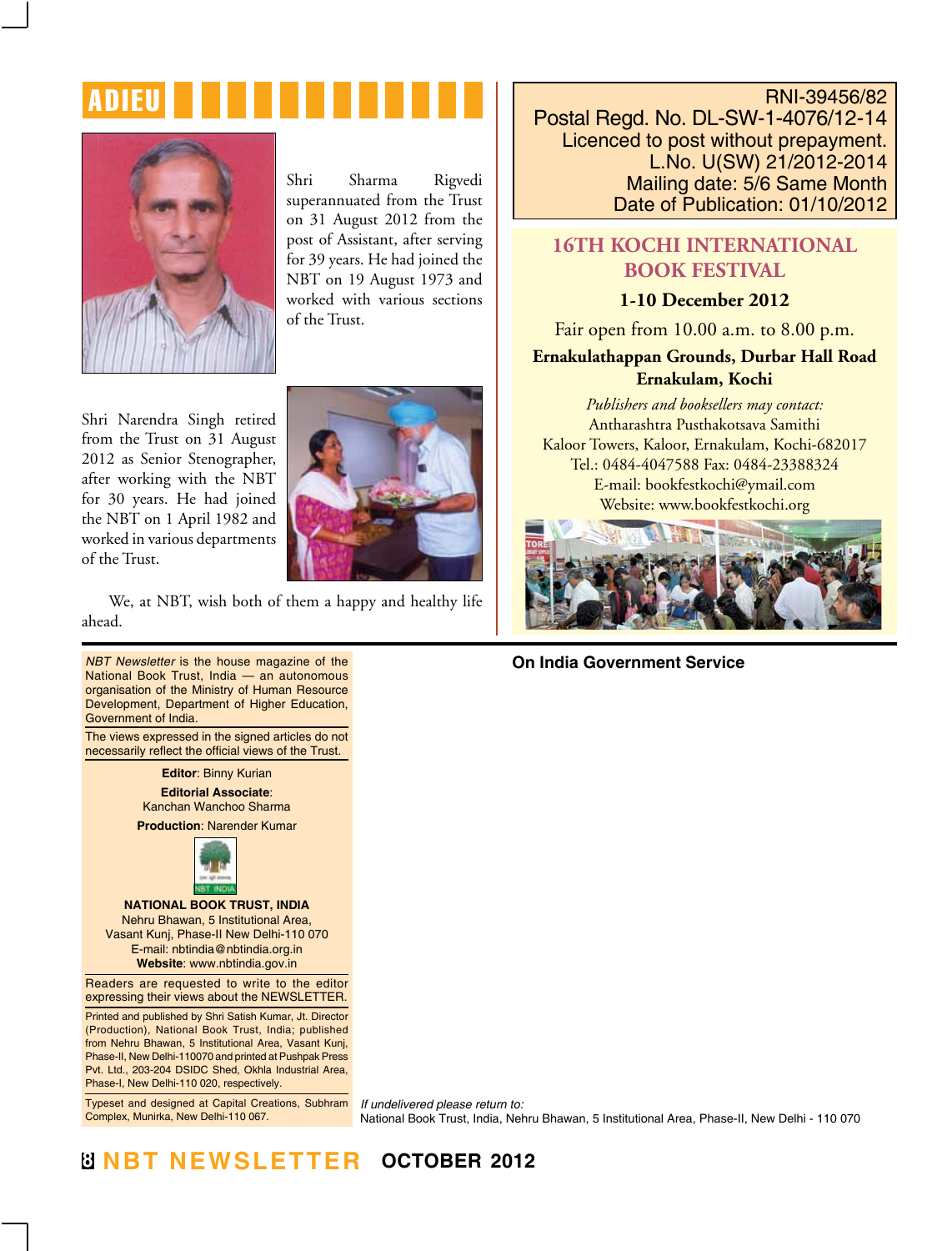# ADIEU

Shri Sharma Rigvedi superannuated from the Trust on 31 August 2012 from the post of Assistant, after serving for 39 years. He had joined the NBT on 19 August 1973 and worked with various sections of the Trust.

Shri Narendra Singh retired from the Trust on 31 August 2012 as Senior Stenographer, after working with the NBT for 30 years. He had joined the NBT on 1 April 1982 and worked in various departments of the Trust.

We, at NBT, wish both of them a happy and healthy life ahead.

RNI-39456/82
Postal Regd. No. DL-SW-1-4076/12-14
Licenced to post without prepayment.
L.No. U(SW) 21/2012-2014
Mailing date: 5/6 Same Month
Date of Publication: 01/10/2012

## 16TH KOCHI INTERNATIONAL BOOK FESTIVAL

**1-10 December 2012**

Fair open from 10.00 a.m. to 8.00 p.m.

**Ernakulathappan Grounds, Durbar Hall Road Ernakulam, Kochi**

*Publishers and booksellers may contact:*
Antharashtra Pusthakotsava Samithi
Kaloor Towers, Kaloor, Ernakulam, Kochi-682017
Tel.: 0484-4047588 Fax: 0484-23388324
E-mail: bookfestkochi@ymail.com
Website: www.bookfestkochi.org

*NBT Newsletter* is the house magazine of the National Book Trust, India — an autonomous organisation of the Ministry of Human Resource Development, Department of Higher Education, Government of India.

The views expressed in the signed articles do not necessarily reflect the official views of the Trust.

**Editor**: Binny Kurian

**Editorial Associate**:
Kanchan Wanchoo Sharma

**Production**: Narender Kumar

**NATIONAL BOOK TRUST, INDIA**
Nehru Bhawan, 5 Institutional Area,
Vasant Kunj, Phase-II New Delhi-110 070
E-mail: nbtindia@nbtindia.org.in
**Website**: www.nbtindia.gov.in

Readers are requested to write to the editor expressing their views about the NEWSLETTER.

Printed and published by Shri Satish Kumar, Jt. Director (Production), National Book Trust, India; published from Nehru Bhawan, 5 Institutional Area, Vasant Kunj, Phase-II, New Delhi-110070 and printed at Pushpak Press Pvt. Ltd., 203-204 DSIDC Shed, Okhla Industrial Area, Phase-I, New Delhi-110 020, respectively.

Typeset and designed at Capital Creations, Subhram Complex, Munirka, New Delhi-110 067.

**On India Government Service**

*If undelivered please return to:*
National Book Trust, India, Nehru Bhawan, 5 Institutional Area, Phase-II, New Delhi - 110 070